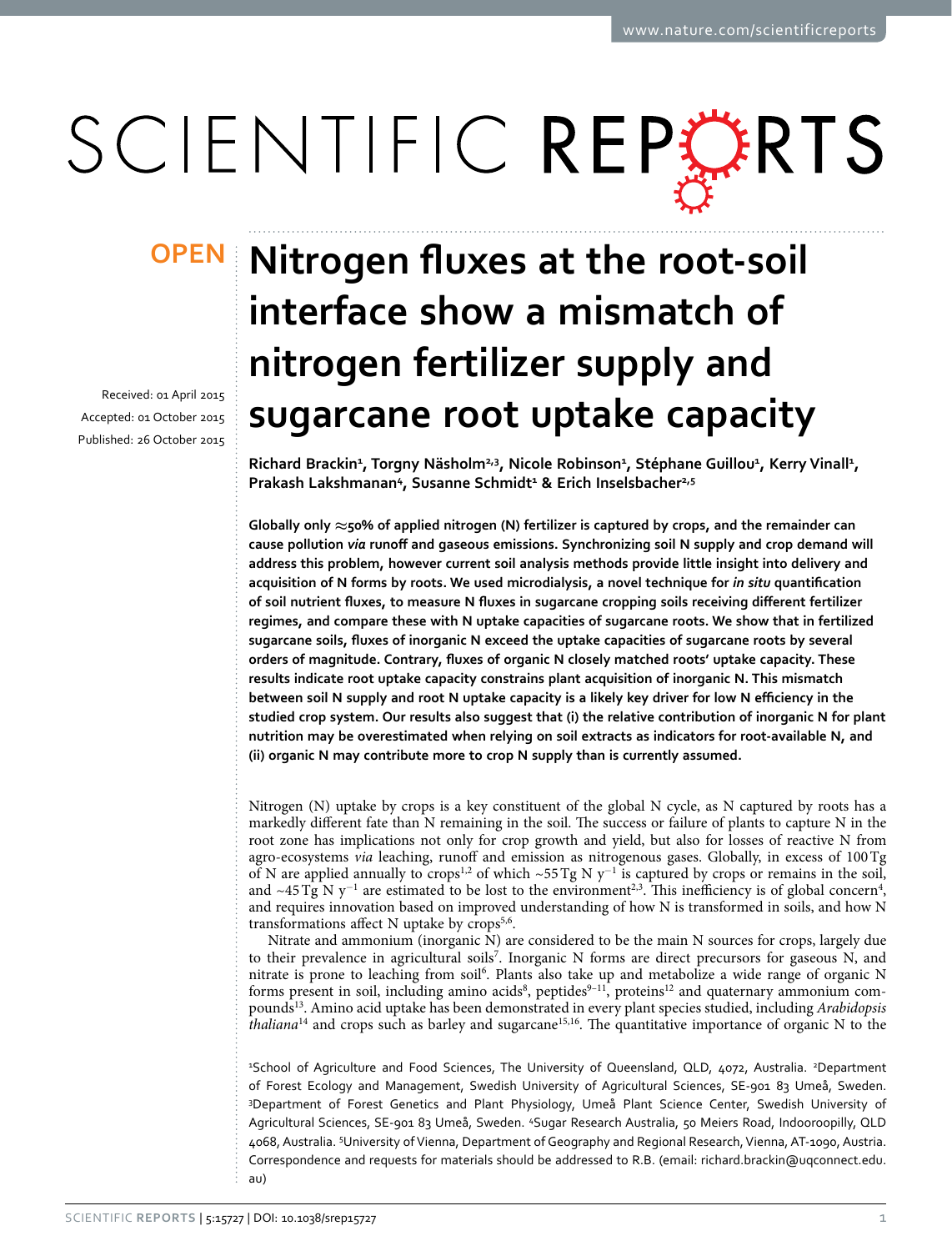OPEN

# Nitrogen fluxes at the root-soil interface show a mismatch of nitrogen fertilizer supply and sugarcane root uptake capacity

Received: 01 April 2015
Accepted: 01 October 2015
Published: 26 October 2015

**Richard Brackin[1], Torgny Näsholm[2,3], Nicole Robinson[1], Stéphane Guillou[1], Kerry Vinall[1], Prakash Lakshmanan[4], Susanne Schmidt[1] & Erich Inselsbacher[2,5]**

**Globally only ≈50% of applied nitrogen (N) fertilizer is captured by crops, and the remainder can cause pollution *via* runoff and gaseous emissions. Synchronizing soil N supply and crop demand will address this problem, however current soil analysis methods provide little insight into delivery and acquisition of N forms by roots. We used microdialysis, a novel technique for *in situ* quantification of soil nutrient fluxes, to measure N fluxes in sugarcane cropping soils receiving different fertilizer regimes, and compare these with N uptake capacities of sugarcane roots. We show that in fertilized sugarcane soils, fluxes of inorganic N exceed the uptake capacities of sugarcane roots by several orders of magnitude. Contrary, fluxes of organic N closely matched roots' uptake capacity. These results indicate root uptake capacity constrains plant acquisition of inorganic N. This mismatch between soil N supply and root N uptake capacity is a likely key driver for low N efficiency in the studied crop system. Our results also suggest that (i) the relative contribution of inorganic N for plant nutrition may be overestimated when relying on soil extracts as indicators for root-available N, and (ii) organic N may contribute more to crop N supply than is currently assumed.**

Nitrogen (N) uptake by crops is a key constituent of the global N cycle, as N captured by roots has a markedly different fate than N remaining in the soil. The success or failure of plants to capture N in the root zone has implications not only for crop growth and yield, but also for losses of reactive N from agro-ecosystems *via* leaching, runoff and emission as nitrogenous gases. Globally, in excess of 100 Tg of N are applied annually to crops[1,2] of which ~55 Tg N $y^{-1}$ is captured by crops or remains in the soil, and ~45 Tg N $y^{-1}$ are estimated to be lost to the environment[2,3]. This inefficiency is of global concern[4], and requires innovation based on improved understanding of how N is transformed in soils, and how N transformations affect N uptake by crops[5,6].

Nitrate and ammonium (inorganic N) are considered to be the main N sources for crops, largely due to their prevalence in agricultural soils[7]. Inorganic N forms are direct precursors for gaseous N, and nitrate is prone to leaching from soil[6]. Plants also take up and metabolize a wide range of organic N forms present in soil, including amino acids[8], peptides[9–11], proteins[12] and quaternary ammonium compounds[13]. Amino acid uptake has been demonstrated in every plant species studied, including *Arabidopsis thaliana*[14] and crops such as barley and sugarcane[15,16]. The quantitative importance of organic N to the

[1]School of Agriculture and Food Sciences, The University of Queensland, QLD, 4072, Australia. [2]Department of Forest Ecology and Management, Swedish University of Agricultural Sciences, SE-901 83 Umeå, Sweden. [3]Department of Forest Genetics and Plant Physiology, Umeå Plant Science Center, Swedish University of Agricultural Sciences, SE-901 83 Umeå, Sweden. [4]Sugar Research Australia, 50 Meiers Road, Indooroopilly, QLD 4068, Australia. [5]University of Vienna, Department of Geography and Regional Research, Vienna, AT-1090, Austria. Correspondence and requests for materials should be addressed to R.B. (email: richard.brackin@uqconnect.edu.au)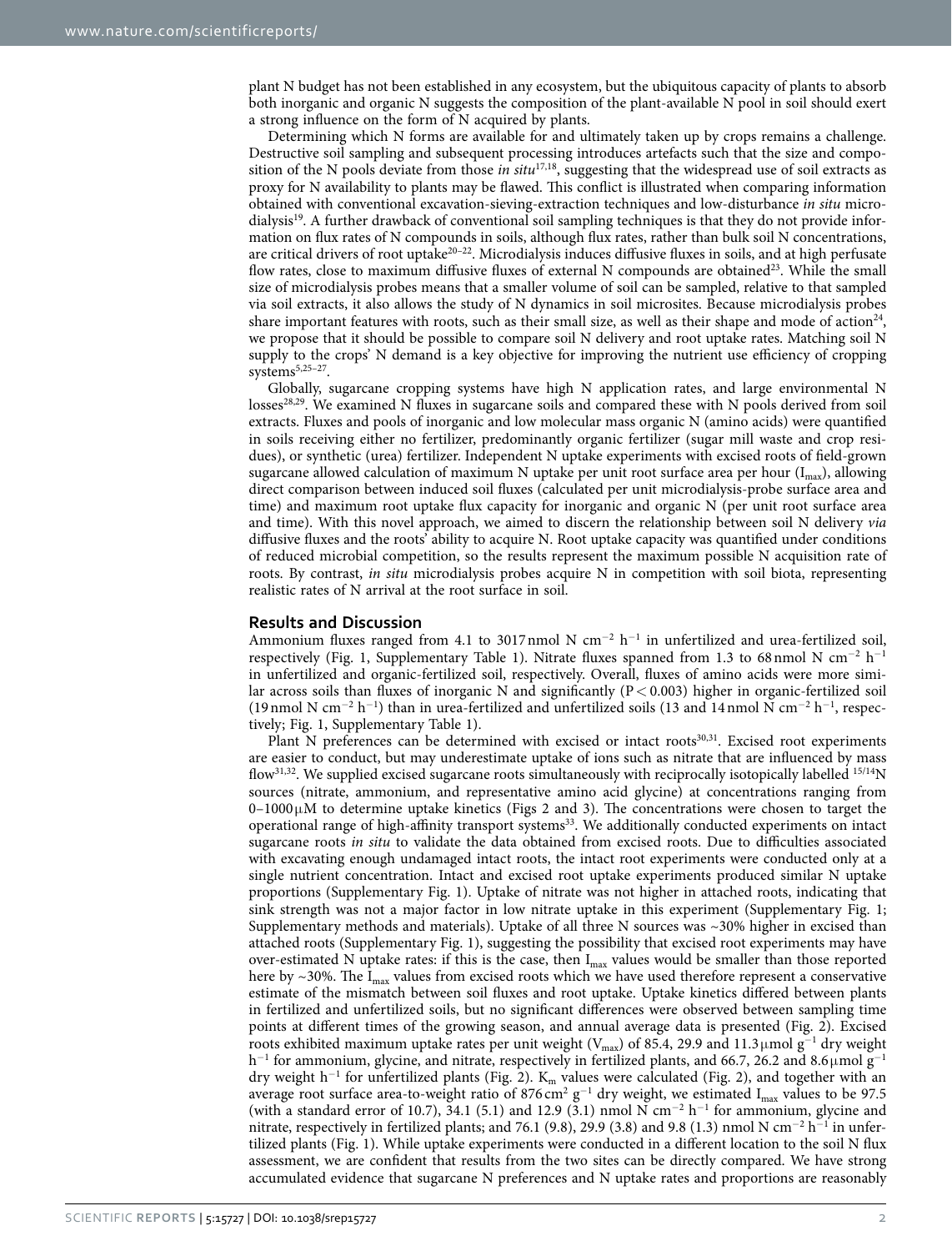plant N budget has not been established in any ecosystem, but the ubiquitous capacity of plants to absorb both inorganic and organic N suggests the composition of the plant-available N pool in soil should exert a strong influence on the form of N acquired by plants.

Determining which N forms are available for and ultimately taken up by crops remains a challenge. Destructive soil sampling and subsequent processing introduces artefacts such that the size and composition of the N pools deviate from those *in situ*[17,18], suggesting that the widespread use of soil extracts as proxy for N availability to plants may be flawed. This conflict is illustrated when comparing information obtained with conventional excavation-sieving-extraction techniques and low-disturbance *in situ* microdialysis[19]. A further drawback of conventional soil sampling techniques is that they do not provide information on flux rates of N compounds in soils, although flux rates, rather than bulk soil N concentrations, are critical drivers of root uptake[20–22]. Microdialysis induces diffusive fluxes in soils, and at high perfusate flow rates, close to maximum diffusive fluxes of external N compounds are obtained[23]. While the small size of microdialysis probes means that a smaller volume of soil can be sampled, relative to that sampled via soil extracts, it also allows the study of N dynamics in soil microsites. Because microdialysis probes share important features with roots, such as their small size, as well as their shape and mode of action[24], we propose that it should be possible to compare soil N delivery and root uptake rates. Matching soil N supply to the crops' N demand is a key objective for improving the nutrient use efficiency of cropping systems[5,25–27].

Globally, sugarcane cropping systems have high N application rates, and large environmental N losses[28,29]. We examined N fluxes in sugarcane soils and compared these with N pools derived from soil extracts. Fluxes and pools of inorganic and low molecular mass organic N (amino acids) were quantified in soils receiving either no fertilizer, predominantly organic fertilizer (sugar mill waste and crop residues), or synthetic (urea) fertilizer. Independent N uptake experiments with excised roots of field-grown sugarcane allowed calculation of maximum N uptake per unit root surface area per hour ($I_{max}$), allowing direct comparison between induced soil fluxes (calculated per unit microdialysis-probe surface area and time) and maximum root uptake flux capacity for inorganic and organic N (per unit root surface area and time). With this novel approach, we aimed to discern the relationship between soil N delivery *via* diffusive fluxes and the roots' ability to acquire N. Root uptake capacity was quantified under conditions of reduced microbial competition, so the results represent the maximum possible N acquisition rate of roots. By contrast, *in situ* microdialysis probes acquire N in competition with soil biota, representing realistic rates of N arrival at the root surface in soil.

## Results and Discussion

Ammonium fluxes ranged from 4.1 to 3017 nmol N $cm^{-2}$ $h^{-1}$ in unfertilized and urea-fertilized soil, respectively (Fig. 1, Supplementary Table 1). Nitrate fluxes spanned from 1.3 to 68 nmol N $cm^{-2}$ $h^{-1}$ in unfertilized and organic-fertilized soil, respectively. Overall, fluxes of amino acids were more similar across soils than fluxes of inorganic N and significantly ($P < 0.003$) higher in organic-fertilized soil (19 nmol N $cm^{-2}$ $h^{-1}$) than in urea-fertilized and unfertilized soils (13 and 14 nmol N $cm^{-2}$ $h^{-1}$, respectively; Fig. 1, Supplementary Table 1).

Plant N preferences can be determined with excised or intact roots[30,31]. Excised root experiments are easier to conduct, but may underestimate uptake of ions such as nitrate that are influenced by mass flow[31,32]. We supplied excised sugarcane roots simultaneously with reciprocally isotopically labelled $^{15/14}N$ sources (nitrate, ammonium, and representative amino acid glycine) at concentrations ranging from 0–1000 μM to determine uptake kinetics (Figs 2 and 3). The concentrations were chosen to target the operational range of high-affinity transport systems[33]. We additionally conducted experiments on intact sugarcane roots *in situ* to validate the data obtained from excised roots. Due to difficulties associated with excavating enough undamaged intact roots, the intact root experiments were conducted only at a single nutrient concentration. Intact and excised root uptake experiments produced similar N uptake proportions (Supplementary Fig. 1). Uptake of nitrate was not higher in attached roots, indicating that sink strength was not a major factor in low nitrate uptake in this experiment (Supplementary Fig. 1; Supplementary methods and materials). Uptake of all three N sources was ~30% higher in excised than attached roots (Supplementary Fig. 1), suggesting the possibility that excised root experiments may have over-estimated N uptake rates: if this is the case, then $I_{max}$ values would be smaller than those reported here by ~30%. The $I_{max}$ values from excised roots which we have used therefore represent a conservative estimate of the mismatch between soil fluxes and root uptake. Uptake kinetics differed between plants in fertilized and unfertilized soils, but no significant differences were observed between sampling time points at different times of the growing season, and annual average data is presented (Fig. 2). Excised roots exhibited maximum uptake rates per unit weight ($V_{max}$) of 85.4, 29.9 and 11.3 μmol $g^{-1}$ dry weight $h^{-1}$ for ammonium, glycine, and nitrate, respectively in fertilized plants, and 66.7, 26.2 and 8.6 μmol $g^{-1}$ dry weight $h^{-1}$ for unfertilized plants (Fig. 2). $K_m$ values were calculated (Fig. 2), and together with an average root surface area-to-weight ratio of 876 $cm^2$ $g^{-1}$ dry weight, we estimated $I_{max}$ values to be 97.5 (with a standard error of 10.7), 34.1 (5.1) and 12.9 (3.1) nmol N $cm^{-2}$ $h^{-1}$ for ammonium, glycine and nitrate, respectively in fertilized plants; and 76.1 (9.8), 29.9 (3.8) and 9.8 (1.3) nmol N $cm^{-2}$ $h^{-1}$ in unfertilized plants (Fig. 1). While uptake experiments were conducted in a different location to the soil N flux assessment, we are confident that results from the two sites can be directly compared. We have strong accumulated evidence that sugarcane N preferences and N uptake rates and proportions are reasonably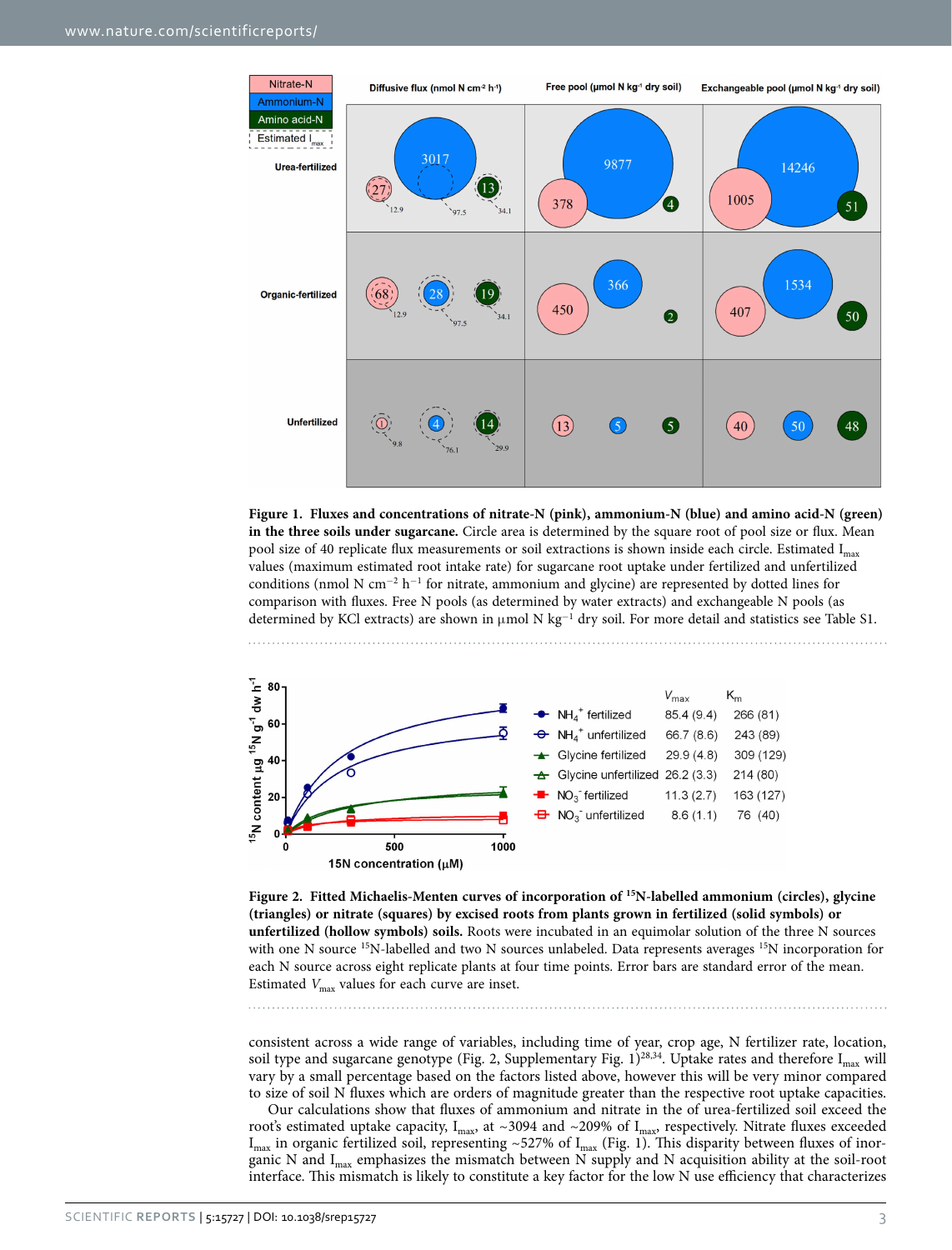**Figure 1. Fluxes and concentrations of nitrate-N (pink), ammonium-N (blue) and amino acid-N (green) in the three soils under sugarcane.** Circle area is determined by the square root of pool size or flux. Mean pool size of 40 replicate flux measurements or soil extractions is shown inside each circle. Estimated $I_{max}$ values (maximum estimated root intake rate) for sugarcane root uptake under fertilized and unfertilized conditions (nmol N $cm^{-2}$ $h^{-1}$ for nitrate, ammonium and glycine) are represented by dotted lines for comparison with fluxes. Free N pools (as determined by water extracts) and exchangeable N pools (as determined by KCl extracts) are shown in μmol N $kg^{-1}$ dry soil. For more detail and statistics see Table S1.

**Figure 2. Fitted Michaelis-Menten curves of incorporation of $^{15}$N-labelled ammonium (circles), glycine (triangles) or nitrate (squares) by excised roots from plants grown in fertilized (solid symbols) or unfertilized (hollow symbols) soils.** Roots were incubated in an equimolar solution of the three N sources with one N source $^{15}$N-labelled and two N sources unlabeled. Data represents averages $^{15}$N incorporation for each N source across eight replicate plants at four time points. Error bars are standard error of the mean. Estimated $V_{max}$ values for each curve are inset.

consistent across a wide range of variables, including time of year, crop age, N fertilizer rate, location, soil type and sugarcane genotype (Fig. 2, Supplementary Fig. 1)[28,34]. Uptake rates and therefore $I_{max}$ will vary by a small percentage based on the factors listed above, however this will be very minor compared to size of soil N fluxes which are orders of magnitude greater than the respective root uptake capacities.

Our calculations show that fluxes of ammonium and nitrate in the of urea-fertilized soil exceed the root's estimated uptake capacity, $I_{max}$, at ~3094 and ~209% of $I_{max}$, respectively. Nitrate fluxes exceeded $I_{max}$ in organic fertilized soil, representing ~527% of $I_{max}$ (Fig. 1). This disparity between fluxes of inorganic N and $I_{max}$ emphasizes the mismatch between N supply and N acquisition ability at the soil-root interface. This mismatch is likely to constitute a key factor for the low N use efficiency that characterizes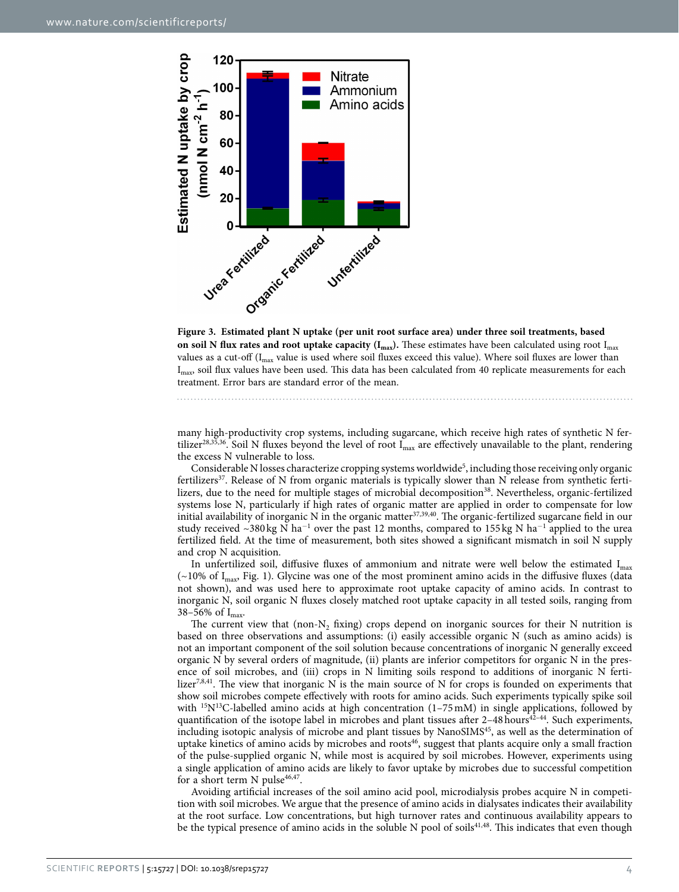**Figure 3. Estimated plant N uptake (per unit root surface area) under three soil treatments, based on soil N flux rates and root uptake capacity ($I_{max}$).** These estimates have been calculated using root $I_{max}$ values as a cut-off ($I_{max}$ value is used where soil fluxes exceed this value). Where soil fluxes are lower than $I_{max}$, soil flux values have been used. This data has been calculated from 40 replicate measurements for each treatment. Error bars are standard error of the mean.

many high-productivity crop systems, including sugarcane, which receive high rates of synthetic N fertilizer[28,35,36]. Soil N fluxes beyond the level of root $I_{max}$ are effectively unavailable to the plant, rendering the excess N vulnerable to loss.

Considerable N losses characterize cropping systems worldwide[5], including those receiving only organic fertilizers[37]. Release of N from organic materials is typically slower than N release from synthetic fertilizers, due to the need for multiple stages of microbial decomposition[38]. Nevertheless, organic-fertilized systems lose N, particularly if high rates of organic matter are applied in order to compensate for low initial availability of inorganic N in the organic matter[37,39,40]. The organic-fertilized sugarcane field in our study received ~380 kg N ha$^{-1}$ over the past 12 months, compared to 155 kg N ha$^{-1}$ applied to the urea fertilized field. At the time of measurement, both sites showed a significant mismatch in soil N supply and crop N acquisition.

In unfertilized soil, diffusive fluxes of ammonium and nitrate were well below the estimated $I_{max}$ (~10% of $I_{max}$, Fig. 1). Glycine was one of the most prominent amino acids in the diffusive fluxes (data not shown), and was used here to approximate root uptake capacity of amino acids. In contrast to inorganic N, soil organic N fluxes closely matched root uptake capacity in all tested soils, ranging from 38–56% of $I_{max}$.

The current view that (non-$N_2$ fixing) crops depend on inorganic sources for their N nutrition is based on three observations and assumptions: (i) easily accessible organic N (such as amino acids) is not an important component of the soil solution because concentrations of inorganic N generally exceed organic N by several orders of magnitude, (ii) plants are inferior competitors for organic N in the presence of soil microbes, and (iii) crops in N limiting soils respond to additions of inorganic N fertilizer[7,8,41]. The view that inorganic N is the main source of N for crops is founded on experiments that show soil microbes compete effectively with roots for amino acids. Such experiments typically spike soil with $^{15}N^{13}C$-labelled amino acids at high concentration (1–75 mM) in single applications, followed by quantification of the isotope label in microbes and plant tissues after 2–48 hours[42–44]. Such experiments, including isotopic analysis of microbe and plant tissues by NanoSIMS[45], as well as the determination of uptake kinetics of amino acids by microbes and roots[46], suggest that plants acquire only a small fraction of the pulse-supplied organic N, while most is acquired by soil microbes. However, experiments using a single application of amino acids are likely to favor uptake by microbes due to successful competition for a short term N pulse[46,47].

Avoiding artificial increases of the soil amino acid pool, microdialysis probes acquire N in competition with soil microbes. We argue that the presence of amino acids in dialysates indicates their availability at the root surface. Low concentrations, but high turnover rates and continuous availability appears to be the typical presence of amino acids in the soluble N pool of soils[41,48]. This indicates that even though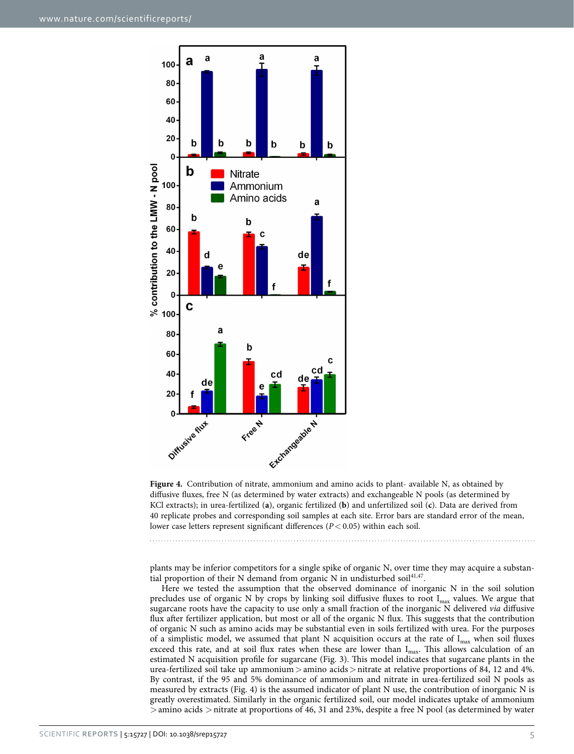**Figure 4.** Contribution of nitrate, ammonium and amino acids to plant- available N, as obtained by diffusive fluxes, free N (as determined by water extracts) and exchangeable N pools (as determined by KCl extracts); in urea-fertilized (**a**), organic fertilized (**b**) and unfertilized soil (**c**). Data are derived from 40 replicate probes and corresponding soil samples at each site. Error bars are standard error of the mean, lower case letters represent significant differences ($P < 0.05$) within each soil.

plants may be inferior competitors for a single spike of organic N, over time they may acquire a substantial proportion of their N demand from organic N in undisturbed soil[41,47].

Here we tested the assumption that the observed dominance of inorganic N in the soil solution precludes use of organic N by crops by linking soil diffusive fluxes to root $I_{max}$ values. We argue that sugarcane roots have the capacity to use only a small fraction of the inorganic N delivered *via* diffusive flux after fertilizer application, but most or all of the organic N flux. This suggests that the contribution of organic N such as amino acids may be substantial even in soils fertilized with urea. For the purposes of a simplistic model, we assumed that plant N acquisition occurs at the rate of $I_{max}$ when soil fluxes exceed this rate, and at soil flux rates when these are lower than $I_{max}$. This allows calculation of an estimated N acquisition profile for sugarcane (Fig. 3). This model indicates that sugarcane plants in the urea-fertilized soil take up ammonium > amino acids > nitrate at relative proportions of 84, 12 and 4%. By contrast, if the 95 and 5% dominance of ammonium and nitrate in urea-fertilized soil N pools as measured by extracts (Fig. 4) is the assumed indicator of plant N use, the contribution of inorganic N is greatly overestimated. Similarly in the organic fertilized soil, our model indicates uptake of ammonium > amino acids > nitrate at proportions of 46, 31 and 23%, despite a free N pool (as determined by water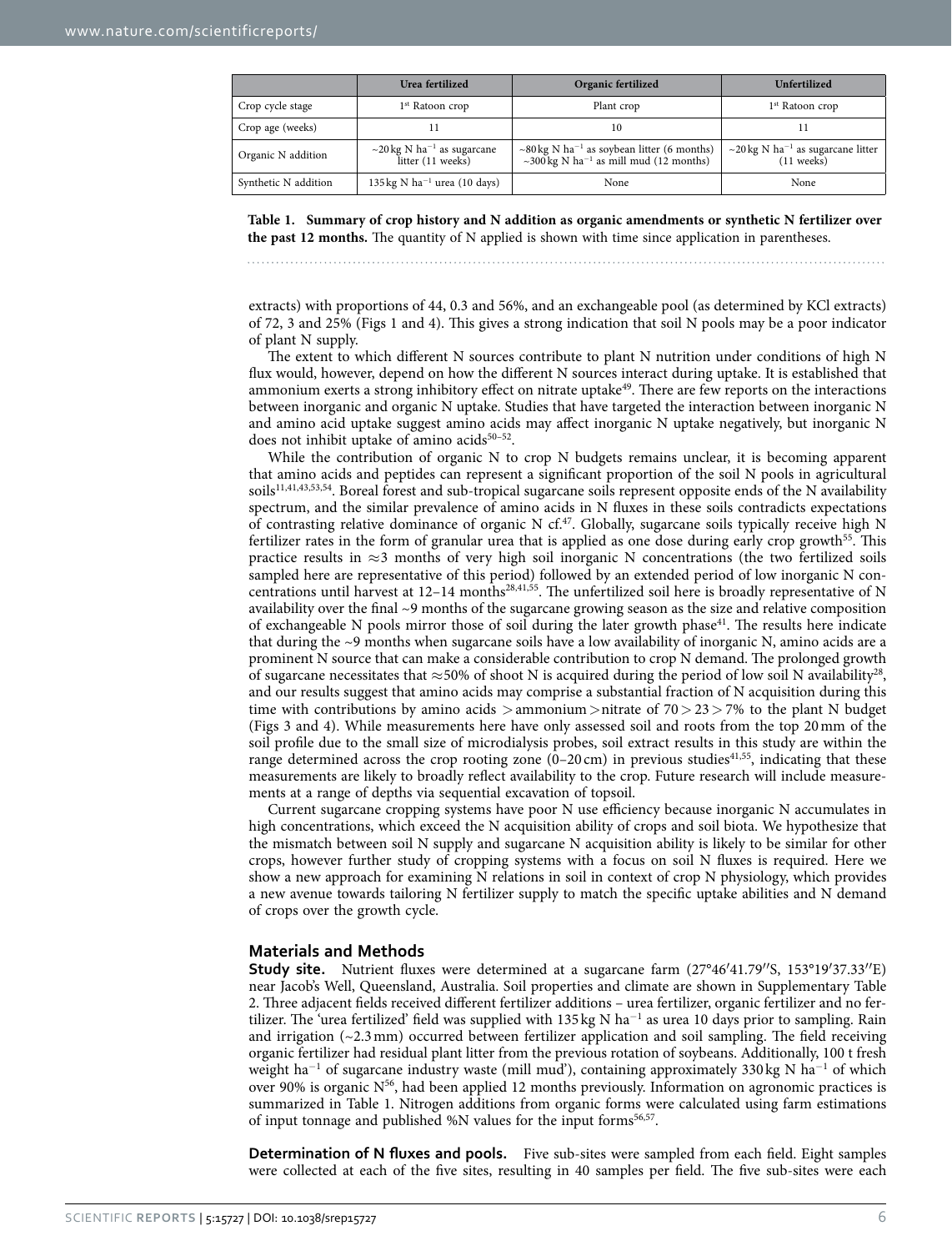| | Urea fertilized | Organic fertilized | Unfertilized |
|---|---|---|---|
| Crop cycle stage | 1st Ratoon crop | Plant crop | 1st Ratoon crop |
| Crop age (weeks) | 11 | 10 | 11 |
| Organic N addition | ~20 kg N $ha^{-1}$ as sugarcane litter (11 weeks) | ~80 kg N $ha^{-1}$ as soybean litter (6 months) ~300 kg N $ha^{-1}$ as mill mud (12 months) | ~20 kg N $ha^{-1}$ as sugarcane litter (11 weeks) |
| Synthetic N addition | 135 kg N $ha^{-1}$ urea (10 days) | None | None |

**Table 1. Summary of crop history and N addition as organic amendments or synthetic N fertilizer over the past 12 months.** The quantity of N applied is shown with time since application in parentheses.

extracts) with proportions of 44, 0.3 and 56%, and an exchangeable pool (as determined by KCl extracts) of 72, 3 and 25% (Figs 1 and 4). This gives a strong indication that soil N pools may be a poor indicator of plant N supply.

The extent to which different N sources contribute to plant N nutrition under conditions of high N flux would, however, depend on how the different N sources interact during uptake. It is established that ammonium exerts a strong inhibitory effect on nitrate uptake[49]. There are few reports on the interactions between inorganic and organic N uptake. Studies that have targeted the interaction between inorganic N and amino acid uptake suggest amino acids may affect inorganic N uptake negatively, but inorganic N does not inhibit uptake of amino acids[50–52].

While the contribution of organic N to crop N budgets remains unclear, it is becoming apparent that amino acids and peptides can represent a significant proportion of the soil N pools in agricultural soils[11,41,43,53,54]. Boreal forest and sub-tropical sugarcane soils represent opposite ends of the N availability spectrum, and the similar prevalence of amino acids in N fluxes in these soils contradicts expectations of contrasting relative dominance of organic N cf.[47]. Globally, sugarcane soils typically receive high N fertilizer rates in the form of granular urea that is applied as one dose during early crop growth[55]. This practice results in ≈3 months of very high soil inorganic N concentrations (the two fertilized soils sampled here are representative of this period) followed by an extended period of low inorganic N concentrations until harvest at 12–14 months[28,41,55]. The unfertilized soil here is broadly representative of N availability over the final ~9 months of the sugarcane growing season as the size and relative composition of exchangeable N pools mirror those of soil during the later growth phase[41]. The results here indicate that during the ~9 months when sugarcane soils have a low availability of inorganic N, amino acids are a prominent N source that can make a considerable contribution to crop N demand. The prolonged growth of sugarcane necessitates that ≈50% of shoot N is acquired during the period of low soil N availability[28], and our results suggest that amino acids may comprise a substantial fraction of N acquisition during this time with contributions by amino acids > ammonium > nitrate of 70 > 23 > 7% to the plant N budget (Figs 3 and 4). While measurements here have only assessed soil and roots from the top 20 mm of the soil profile due to the small size of microdialysis probes, soil extract results in this study are within the range determined across the crop rooting zone (0–20 cm) in previous studies[41,55], indicating that these measurements are likely to broadly reflect availability to the crop. Future research will include measurements at a range of depths via sequential excavation of topsoil.

Current sugarcane cropping systems have poor N use efficiency because inorganic N accumulates in high concentrations, which exceed the N acquisition ability of crops and soil biota. We hypothesize that the mismatch between soil N supply and sugarcane N acquisition ability is likely to be similar for other crops, however further study of cropping systems with a focus on soil N fluxes is required. Here we show a new approach for examining N relations in soil in context of crop N physiology, which provides a new avenue towards tailoring N fertilizer supply to match the specific uptake abilities and N demand of crops over the growth cycle.

## Materials and Methods

**Study site.** Nutrient fluxes were determined at a sugarcane farm (27°46′41.79″S, 153°19′37.33″E) near Jacob's Well, Queensland, Australia. Soil properties and climate are shown in Supplementary Table 2. Three adjacent fields received different fertilizer additions – urea fertilizer, organic fertilizer and no fertilizer. The 'urea fertilized' field was supplied with 135 kg N $ha^{-1}$ as urea 10 days prior to sampling. Rain and irrigation (~2.3 mm) occurred between fertilizer application and soil sampling. The field receiving organic fertilizer had residual plant litter from the previous rotation of soybeans. Additionally, 100 t fresh weight $ha^{-1}$ of sugarcane industry waste (mill mud'), containing approximately 330 kg N $ha^{-1}$ of which over 90% is organic N[56], had been applied 12 months previously. Information on agronomic practices is summarized in Table 1. Nitrogen additions from organic forms were calculated using farm estimations of input tonnage and published %N values for the input forms[56,57].

**Determination of N fluxes and pools.** Five sub-sites were sampled from each field. Eight samples were collected at each of the five sites, resulting in 40 samples per field. The five sub-sites were each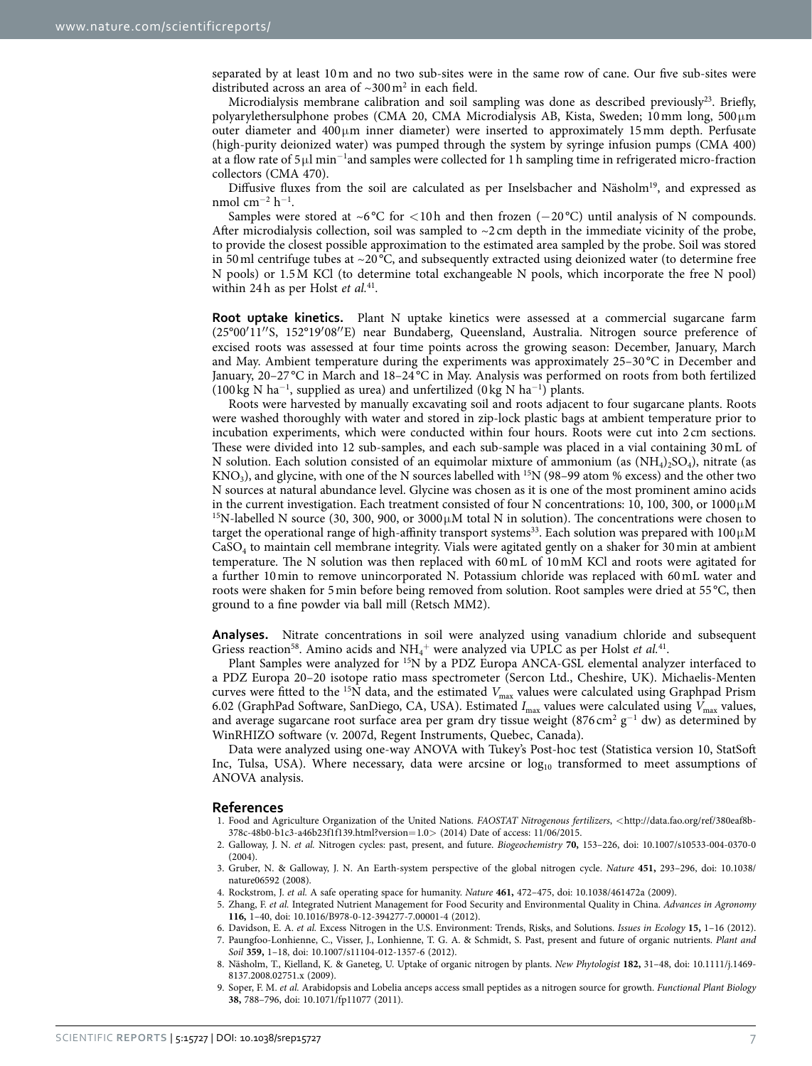separated by at least 10 m and no two sub-sites were in the same row of cane. Our five sub-sites were distributed across an area of ~300 $m^2$ in each field.

Microdialysis membrane calibration and soil sampling was done as described previously[23]. Briefly, polyarylethersulphone probes (CMA 20, CMA Microdialysis AB, Kista, Sweden; 10 mm long, 500 μm outer diameter and 400 μm inner diameter) were inserted to approximately 15 mm depth. Perfusate (high-purity deionized water) was pumped through the system by syringe infusion pumps (CMA 400) at a flow rate of 5 μl $min^{-1}$and samples were collected for 1 h sampling time in refrigerated micro-fraction collectors (CMA 470).

Diffusive fluxes from the soil are calculated as per Inselsbacher and Näsholm[19], and expressed as nmol $cm^{-2}$ $h^{-1}$.

Samples were stored at ~6 °C for <10 h and then frozen (−20 °C) until analysis of N compounds. After microdialysis collection, soil was sampled to ~2 cm depth in the immediate vicinity of the probe, to provide the closest possible approximation to the estimated area sampled by the probe. Soil was stored in 50 ml centrifuge tubes at ~20 °C, and subsequently extracted using deionized water (to determine free N pools) or 1.5 M KCl (to determine total exchangeable N pools, which incorporate the free N pool) within 24 h as per Holst *et al.*[41].

**Root uptake kinetics.** Plant N uptake kinetics were assessed at a commercial sugarcane farm (25°00′11″S, 152°19′08″E) near Bundaberg, Queensland, Australia. Nitrogen source preference of excised roots was assessed at four time points across the growing season: December, January, March and May. Ambient temperature during the experiments was approximately 25–30 °C in December and January, 20–27 °C in March and 18–24 °C in May. Analysis was performed on roots from both fertilized (100 kg N $ha^{-1}$, supplied as urea) and unfertilized (0 kg N $ha^{-1}$) plants.

Roots were harvested by manually excavating soil and roots adjacent to four sugarcane plants. Roots were washed thoroughly with water and stored in zip-lock plastic bags at ambient temperature prior to incubation experiments, which were conducted within four hours. Roots were cut into 2 cm sections. These were divided into 12 sub-samples, and each sub-sample was placed in a vial containing 30 mL of N solution. Each solution consisted of an equimolar mixture of ammonium (as $(NH_4)_2SO_4$), nitrate (as $KNO_3$), and glycine, with one of the N sources labelled with $^{15}N$ (98–99 atom % excess) and the other two N sources at natural abundance level. Glycine was chosen as it is one of the most prominent amino acids in the current investigation. Each treatment consisted of four N concentrations: 10, 100, 300, or 1000 μM $^{15}N$-labelled N source (30, 300, 900, or 3000 μM total N in solution). The concentrations were chosen to target the operational range of high-affinity transport systems[33]. Each solution was prepared with 100 μM $CaSO_4$ to maintain cell membrane integrity. Vials were agitated gently on a shaker for 30 min at ambient temperature. The N solution was then replaced with 60 mL of 10 mM KCl and roots were agitated for a further 10 min to remove unincorporated N. Potassium chloride was replaced with 60 mL water and roots were shaken for 5 min before being removed from solution. Root samples were dried at 55 °C, then ground to a fine powder via ball mill (Retsch MM2).

**Analyses.** Nitrate concentrations in soil were analyzed using vanadium chloride and subsequent Griess reaction[58]. Amino acids and $NH_4^+$ were analyzed via UPLC as per Holst *et al.*[41].

Plant Samples were analyzed for $^{15}N$ by a PDZ Europa ANCA-GSL elemental analyzer interfaced to a PDZ Europa 20–20 isotope ratio mass spectrometer (Sercon Ltd., Cheshire, UK). Michaelis-Menten curves were fitted to the $^{15}N$ data, and the estimated $V_{max}$ values were calculated using Graphpad Prism 6.02 (GraphPad Software, SanDiego, CA, USA). Estimated $I_{max}$ values were calculated using $V_{max}$ values, and average sugarcane root surface area per gram dry tissue weight (876 $cm^2$ $g^{-1}$ dw) as determined by WinRHIZO software (v. 2007d, Regent Instruments, Quebec, Canada).

Data were analyzed using one-way ANOVA with Tukey's Post-hoc test (Statistica version 10, StatSoft Inc, Tulsa, USA). Where necessary, data were arcsine or $log_{10}$ transformed to meet assumptions of ANOVA analysis.

## References

1. Food and Agriculture Organization of the United Nations. *FAOSTAT Nitrogenous fertilizers*, <http://data.fao.org/ref/380eaf8b-378c-48b0-b1c3-a46b23f1f139.html?version=1.0> (2014) Date of access: 11/06/2015.
2. Galloway, J. N. *et al.* Nitrogen cycles: past, present, and future. *Biogeochemistry* **70,** 153–226, doi: 10.1007/s10533-004-0370-0 (2004).
3. Gruber, N. & Galloway, J. N. An Earth-system perspective of the global nitrogen cycle. *Nature* **451,** 293–296, doi: 10.1038/nature06592 (2008).
4. Rockstrom, J. *et al.* A safe operating space for humanity. *Nature* **461,** 472–475, doi: 10.1038/461472a (2009).
5. Zhang, F. *et al.* Integrated Nutrient Management for Food Security and Environmental Quality in China. *Advances in Agronomy* **116,** 1–40, doi: 10.1016/B978-0-12-394277-7.00001-4 (2012).
6. Davidson, E. A. *et al.* Excess Nitrogen in the U.S. Environment: Trends, Risks, and Solutions. *Issues in Ecology* **15,** 1–16 (2012).
7. Paungfoo-Lonhienne, C., Visser, J., Lonhienne, T. G. A. & Schmidt, S. Past, present and future of organic nutrients. *Plant and Soil* **359,** 1–18, doi: 10.1007/s11104-012-1357-6 (2012).
8. Näsholm, T., Kielland, K. & Ganeteg, U. Uptake of organic nitrogen by plants. *New Phytologist* **182,** 31–48, doi: 10.1111/j.1469-8137.2008.02751.x (2009).
9. Soper, F. M. *et al.* Arabidopsis and Lobelia anceps access small peptides as a nitrogen source for growth. *Functional Plant Biology* **38,** 788–796, doi: 10.1071/fp11077 (2011).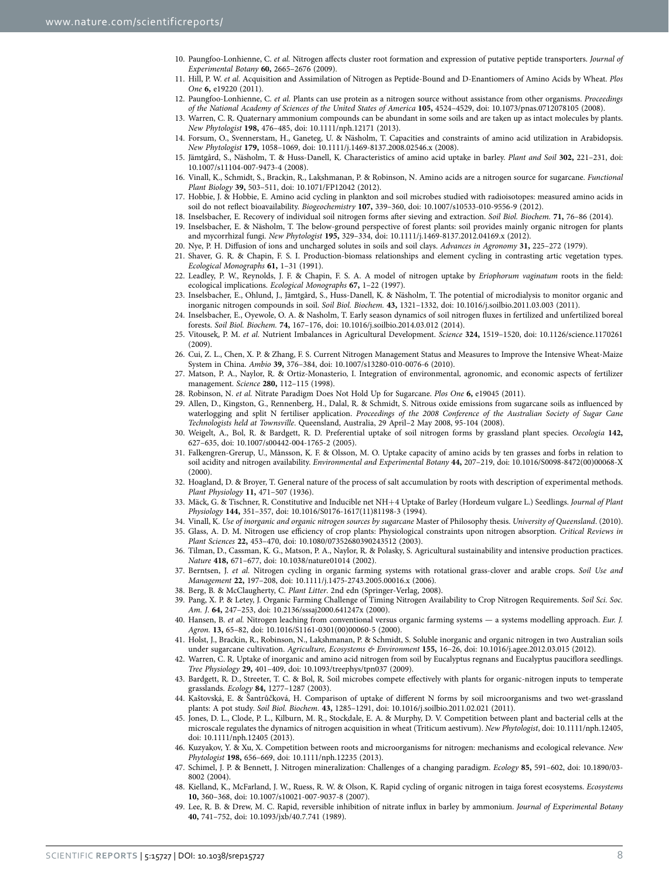10. Paungfoo-Lonhienne, C. *et al.* Nitrogen affects cluster root formation and expression of putative peptide transporters. *Journal of Experimental Botany* **60,** 2665–2676 (2009).
11. Hill, P. W. *et al.* Acquisition and Assimilation of Nitrogen as Peptide-Bound and D-Enantiomers of Amino Acids by Wheat. *Plos One* **6,** e19220 (2011).
12. Paungfoo-Lonhienne, C. *et al.* Plants can use protein as a nitrogen source without assistance from other organisms. *Proceedings of the National Academy of Sciences of the United States of America* **105,** 4524–4529, doi: 10.1073/pnas.0712078105 (2008).
13. Warren, C. R. Quaternary ammonium compounds can be abundant in some soils and are taken up as intact molecules by plants. *New Phytologist* **198,** 476–485, doi: 10.1111/nph.12171 (2013).
14. Forsum, O., Svennerstam, H., Ganeteg, U. & Näsholm, T. Capacities and constraints of amino acid utilization in Arabidopsis. *New Phytologist* **179,** 1058–1069, doi: 10.1111/j.1469-8137.2008.02546.x (2008).
15. Jämtgård, S., Näsholm, T. & Huss-Danell, K. Characteristics of amino acid uptake in barley. *Plant and Soil* **302,** 221–231, doi: 10.1007/s11104-007-9473-4 (2008).
16. Vinall, K., Schmidt, S., Brackin, R., Lakshmanan, P. & Robinson, N. Amino acids are a nitrogen source for sugarcane. *Functional Plant Biology* **39,** 503–511, doi: 10.1071/FP12042 (2012).
17. Hobbie, J. & Hobbie, E. Amino acid cycling in plankton and soil microbes studied with radioisotopes: measured amino acids in soil do not reflect bioavailability. *Biogeochemistry* **107,** 339–360, doi: 10.1007/s10533-010-9556-9 (2012).
18. Inselsbacher, E. Recovery of individual soil nitrogen forms after sieving and extraction. *Soil Biol. Biochem.* **71,** 76–86 (2014).
19. Inselsbacher, E. & Näsholm, T. The below-ground perspective of forest plants: soil provides mainly organic nitrogen for plants and mycorrhizal fungi. *New Phytologist* **195,** 329–334, doi: 10.1111/j.1469-8137.2012.04169.x (2012).
20. Nye, P. H. Diffusion of ions and uncharged solutes in soils and soil clays. *Advances in Agronomy* **31,** 225–272 (1979).
21. Shaver, G. R. & Chapin, F. S. I. Production-biomass relationships and element cycling in contrasting artic vegetation types. *Ecological Monographs* **61,** 1–31 (1991).
22. Leadley, P. W., Reynolds, J. F. & Chapin, F. S. A. A model of nitrogen uptake by *Eriophorum vaginatum* roots in the field: ecological implications. *Ecological Monographs* **67,** 1–22 (1997).
23. Inselsbacher, E., Ohlund, J., Jämtgård, S., Huss-Danell, K. & Näsholm, T. The potential of microdialysis to monitor organic and inorganic nitrogen compounds in soil. *Soil Biol. Biochem.* **43,** 1321–1332, doi: 10.1016/j.soilbio.2011.03.003 (2011).
24. Inselsbacher, E., Oyewole, O. A. & Nasholm, T. Early season dynamics of soil nitrogen fluxes in fertilized and unfertilized boreal forests. *Soil Biol. Biochem.* **74,** 167–176, doi: 10.1016/j.soilbio.2014.03.012 (2014).
25. Vitousek, P. M. *et al.* Nutrient Imbalances in Agricultural Development. *Science* **324,** 1519–1520, doi: 10.1126/science.1170261 (2009).
26. Cui, Z. L., Chen, X. P. & Zhang, F. S. Current Nitrogen Management Status and Measures to Improve the Intensive Wheat-Maize System in China. *Ambio* **39,** 376–384, doi: 10.1007/s13280-010-0076-6 (2010).
27. Matson, P. A., Naylor, R. & Ortiz-Monasterio, I. Integration of environmental, agronomic, and economic aspects of fertilizer management. *Science* **280,** 112–115 (1998).
28. Robinson, N. *et al.* Nitrate Paradigm Does Not Hold Up for Sugarcane. *Plos One* **6,** e19045 (2011).
29. Allen, D., Kingston, G., Rennenberg, H., Dalal, R. & Schmidt, S. Nitrous oxide emissions from sugarcane soils as influenced by waterlogging and split N fertiliser application. *Proceedings of the 2008 Conference of the Australian Society of Sugar Cane Technologists held at Townsville*. Queensland, Australia, 29 April–2 May 2008, 95-104 (2008).
30. Weigelt, A., Bol, R. & Bardgett, R. D. Preferential uptake of soil nitrogen forms by grassland plant species. *Oecologia* **142,** 627–635, doi: 10.1007/s00442-004-1765-2 (2005).
31. Falkengren-Grerup, U., Månsson, K. F. & Olsson, M. O. Uptake capacity of amino acids by ten grasses and forbs in relation to soil acidity and nitrogen availability. *Environmental and Experimental Botany* **44,** 207–219, doi: 10.1016/S0098-8472(00)00068-X (2000).
32. Hoagland, D. & Broyer, T. General nature of the process of salt accumulation by roots with description of experimental methods. *Plant Physiology* **11,** 471–507 (1936).
33. Mäck, G. & Tischner, R. Constitutive and Inducible net NH+4 Uptake of Barley (Hordeum vulgare L.) Seedlings. *Journal of Plant Physiology* **144,** 351–357, doi: 10.1016/S0176-1617(11)81198-3 (1994).
34. Vinall, K. *Use of inorganic and organic nitrogen sources by sugarcane* Master of Philosophy thesis. *University of Queensland*. (2010).
35. Glass, A. D. M. Nitrogen use efficiency of crop plants: Physiological constraints upon nitrogen absorption. *Critical Reviews in Plant Sciences* **22,** 453–470, doi: 10.1080/07352680390243512 (2003).
36. Tilman, D., Cassman, K. G., Matson, P. A., Naylor, R. & Polasky, S. Agricultural sustainability and intensive production practices. *Nature* **418,** 671–677, doi: 10.1038/nature01014 (2002).
37. Berntsen, J. *et al.* Nitrogen cycling in organic farming systems with rotational grass-clover and arable crops. *Soil Use and Management* **22,** 197–208, doi: 10.1111/j.1475-2743.2005.00016.x (2006).
38. Berg, B. & McClaugherty, C. *Plant Litter*. 2nd edn (Springer-Verlag, 2008).
39. Pang, X. P. & Letey, J. Organic Farming Challenge of Timing Nitrogen Availability to Crop Nitrogen Requirements. *Soil Sci. Soc. Am. J.* **64,** 247–253, doi: 10.2136/sssaj2000.641247x (2000).
40. Hansen, B. *et al.* Nitrogen leaching from conventional versus organic farming systems — a systems modelling approach. *Eur. J. Agron.* **13,** 65–82, doi: 10.1016/S1161-0301(00)00060-5 (2000).
41. Holst, J., Brackin, R., Robinson, N., Lakshmanan, P. & Schmidt, S. Soluble inorganic and organic nitrogen in two Australian soils under sugarcane cultivation. *Agriculture, Ecosystems & Environment* **155,** 16–26, doi: 10.1016/j.agee.2012.03.015 (2012).
42. Warren, C. R. Uptake of inorganic and amino acid nitrogen from soil by Eucalyptus regnans and Eucalyptus pauciflora seedlings. *Tree Physiology* **29,** 401–409, doi: 10.1093/treephys/tpn037 (2009).
43. Bardgett, R. D., Streeter, T. C. & Bol, R. Soil microbes compete effectively with plants for organic-nitrogen inputs to temperate grasslands. *Ecology* **84,** 1277–1287 (2003).
44. Kaštovská, E. & Šantrůčková, H. Comparison of uptake of different N forms by soil microorganisms and two wet-grassland plants: A pot study. *Soil Biol. Biochem.* **43,** 1285–1291, doi: 10.1016/j.soilbio.2011.02.021 (2011).
45. Jones, D. L., Clode, P. L., Kilburn, M. R., Stockdale, E. A. & Murphy, D. V. Competition between plant and bacterial cells at the microscale regulates the dynamics of nitrogen acquisition in wheat (Triticum aestivum). *New Phytologist*, doi: 10.1111/nph.12405 (2013).
46. Kuzyakov, Y. & Xu, X. Competition between roots and microorganisms for nitrogen: mechanisms and ecological relevance. *New Phytologist* **198,** 656–669, doi: 10.1111/nph.12235 (2013).
47. Schimel, J. P. & Bennett, J. Nitrogen mineralization: Challenges of a changing paradigm. *Ecology* **85,** 591–602, doi: 10.1890/03-8002 (2004).
48. Kielland, K., McFarland, J. W., Ruess, R. W. & Olson, K. Rapid cycling of organic nitrogen in taiga forest ecosystems. *Ecosystems* **10,** 360–368, doi: 10.1007/s10021-007-9037-8 (2007).
49. Lee, R. B. & Drew, M. C. Rapid, reversible inhibition of nitrate influx in barley by ammonium. *Journal of Experimental Botany* **40,** 741–752, doi: 10.1093/jxb/40.7.741 (1989).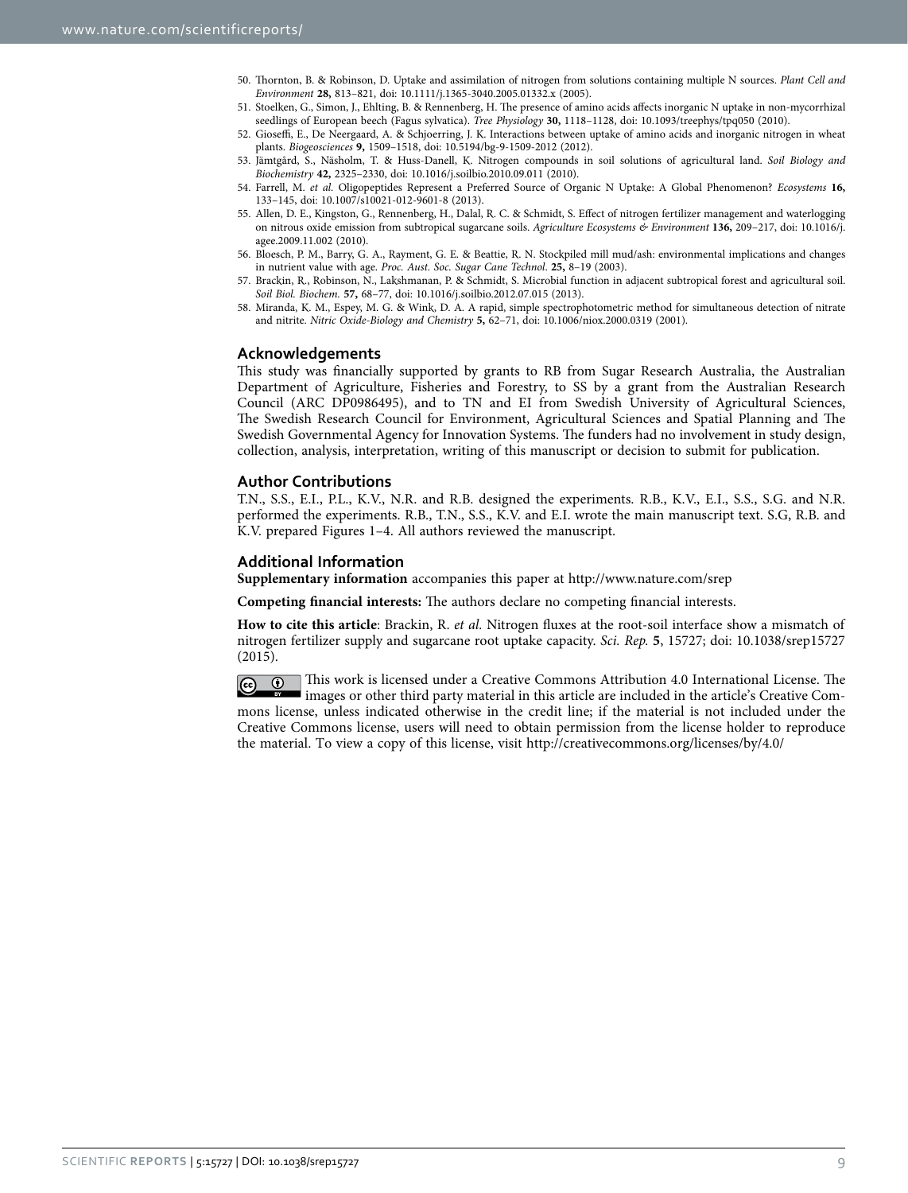50. Thornton, B. & Robinson, D. Uptake and assimilation of nitrogen from solutions containing multiple N sources. *Plant Cell and Environment* **28,** 813–821, doi: 10.1111/j.1365-3040.2005.01332.x (2005).
51. Stoelken, G., Simon, J., Ehlting, B. & Rennenberg, H. The presence of amino acids affects inorganic N uptake in non-mycorrhizal seedlings of European beech (Fagus sylvatica). *Tree Physiology* **30,** 1118–1128, doi: 10.1093/treephys/tpq050 (2010).
52. Gioseffi, E., De Neergaard, A. & Schjoerring, J. K. Interactions between uptake of amino acids and inorganic nitrogen in wheat plants. *Biogeosciences* **9,** 1509–1518, doi: 10.5194/bg-9-1509-2012 (2012).
53. Jämtgård, S., Näsholm, T. & Huss-Danell, K. Nitrogen compounds in soil solutions of agricultural land. *Soil Biology and Biochemistry* **42,** 2325–2330, doi: 10.1016/j.soilbio.2010.09.011 (2010).
54. Farrell, M. *et al.* Oligopeptides Represent a Preferred Source of Organic N Uptake: A Global Phenomenon? *Ecosystems* **16,** 133–145, doi: 10.1007/s10021-012-9601-8 (2013).
55. Allen, D. E., Kingston, G., Rennenberg, H., Dalal, R. C. & Schmidt, S. Effect of nitrogen fertilizer management and waterlogging on nitrous oxide emission from subtropical sugarcane soils. *Agriculture Ecosystems & Environment* **136,** 209–217, doi: 10.1016/j.agee.2009.11.002 (2010).
56. Bloesch, P. M., Barry, G. A., Rayment, G. E. & Beattie, R. N. Stockpiled mill mud/ash: environmental implications and changes in nutrient value with age. *Proc. Aust. Soc. Sugar Cane Technol.* **25,** 8–19 (2003).
57. Brackin, R., Robinson, N., Lakshmanan, P. & Schmidt, S. Microbial function in adjacent subtropical forest and agricultural soil. *Soil Biol. Biochem.* **57,** 68–77, doi: 10.1016/j.soilbio.2012.07.015 (2013).
58. Miranda, K. M., Espey, M. G. & Wink, D. A. A rapid, simple spectrophotometric method for simultaneous detection of nitrate and nitrite. *Nitric Oxide-Biology and Chemistry* **5,** 62–71, doi: 10.1006/niox.2000.0319 (2001).

## Acknowledgements

This study was financially supported by grants to RB from Sugar Research Australia, the Australian Department of Agriculture, Fisheries and Forestry, to SS by a grant from the Australian Research Council (ARC DP0986495), and to TN and EI from Swedish University of Agricultural Sciences, The Swedish Research Council for Environment, Agricultural Sciences and Spatial Planning and The Swedish Governmental Agency for Innovation Systems. The funders had no involvement in study design, collection, analysis, interpretation, writing of this manuscript or decision to submit for publication.

## Author Contributions

T.N., S.S., E.I., P.L., K.V., N.R. and R.B. designed the experiments. R.B., K.V., E.I., S.S., S.G. and N.R. performed the experiments. R.B., T.N., S.S., K.V. and E.I. wrote the main manuscript text. S.G, R.B. and K.V. prepared Figures 1–4. All authors reviewed the manuscript.

## Additional Information

**Supplementary information** accompanies this paper at http://www.nature.com/srep

**Competing financial interests:** The authors declare no competing financial interests.

**How to cite this article**: Brackin, R. *et al.* Nitrogen fluxes at the root-soil interface show a mismatch of nitrogen fertilizer supply and sugarcane root uptake capacity. *Sci. Rep.* **5**, 15727; doi: 10.1038/srep15727 (2015).

This work is licensed under a Creative Commons Attribution 4.0 International License. The images or other third party material in this article are included in the article's Creative Commons license, unless indicated otherwise in the credit line; if the material is not included under the Creative Commons license, users will need to obtain permission from the license holder to reproduce the material. To view a copy of this license, visit http://creativecommons.org/licenses/by/4.0/